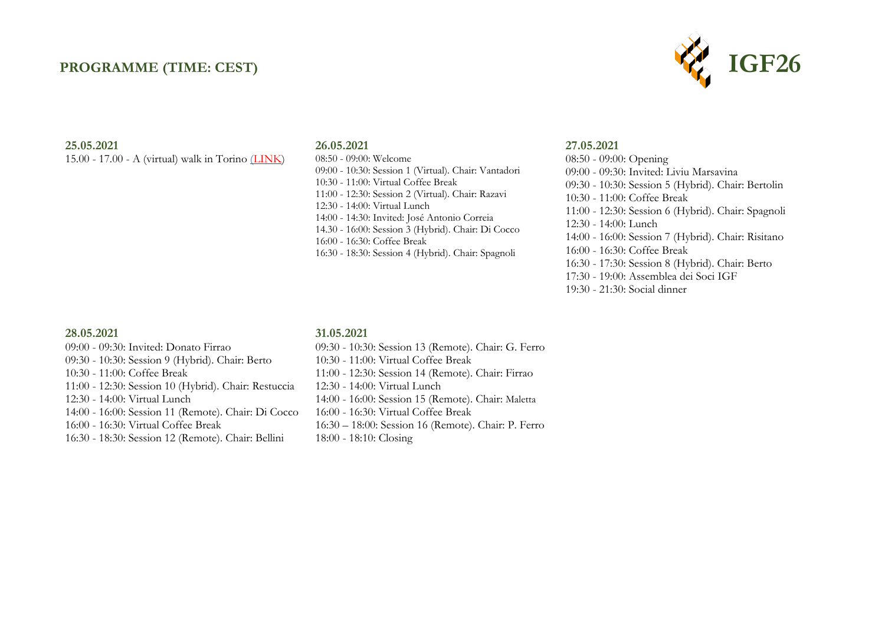## PROGRAMME (TIME: CEST)

**IGF26**

### 25.05.2021

15.00 - 17.00 - A (virtual) walk in Torino (LINK)

### 26.05.2021

08:50 - 09:00: Welcome
09:00 - 10:30: Session 1 (Virtual). Chair: Vantadori
10:30 - 11:00: Virtual Coffee Break
11:00 - 12:30: Session 2 (Virtual). Chair: Razavi
12:30 - 14:00: Virtual Lunch
14:00 - 14:30: Invited: José Antonio Correia
14.30 - 16:00: Session 3 (Hybrid). Chair: Di Cocco
16:00 - 16:30: Coffee Break
16:30 - 18:30: Session 4 (Hybrid). Chair: Spagnoli

### 27.05.2021

08:50 - 09:00: Opening
09:00 - 09:30: Invited: Liviu Marsavina
09:30 - 10:30: Session 5 (Hybrid). Chair: Bertolin
10:30 - 11:00: Coffee Break
11:00 - 12:30: Session 6 (Hybrid). Chair: Spagnoli
12:30 - 14:00: Lunch
14:00 - 16:00: Session 7 (Hybrid). Chair: Risitano
16:00 - 16:30: Coffee Break
16:30 - 17:30: Session 8 (Hybrid). Chair: Berto
17:30 - 19:00: Assemblea dei Soci IGF
19:30 - 21:30: Social dinner

### 28.05.2021

09:00 - 09:30: Invited: Donato Firrao
09:30 - 10:30: Session 9 (Hybrid). Chair: Berto
10:30 - 11:00: Coffee Break
11:00 - 12:30: Session 10 (Hybrid). Chair: Restuccia
12:30 - 14:00: Virtual Lunch
14:00 - 16:00: Session 11 (Remote). Chair: Di Cocco
16:00 - 16:30: Virtual Coffee Break
16:30 - 18:30: Session 12 (Remote). Chair: Bellini

### 31.05.2021

09:30 - 10:30: Session 13 (Remote). Chair: G. Ferro
10:30 - 11:00: Virtual Coffee Break
11:00 - 12:30: Session 14 (Remote). Chair: Firrao
12:30 - 14:00: Virtual Lunch
14:00 - 16:00: Session 15 (Remote). Chair: Maletta
16:00 - 16:30: Virtual Coffee Break
16:30 – 18:00: Session 16 (Remote). Chair: P. Ferro
18:00 - 18:10: Closing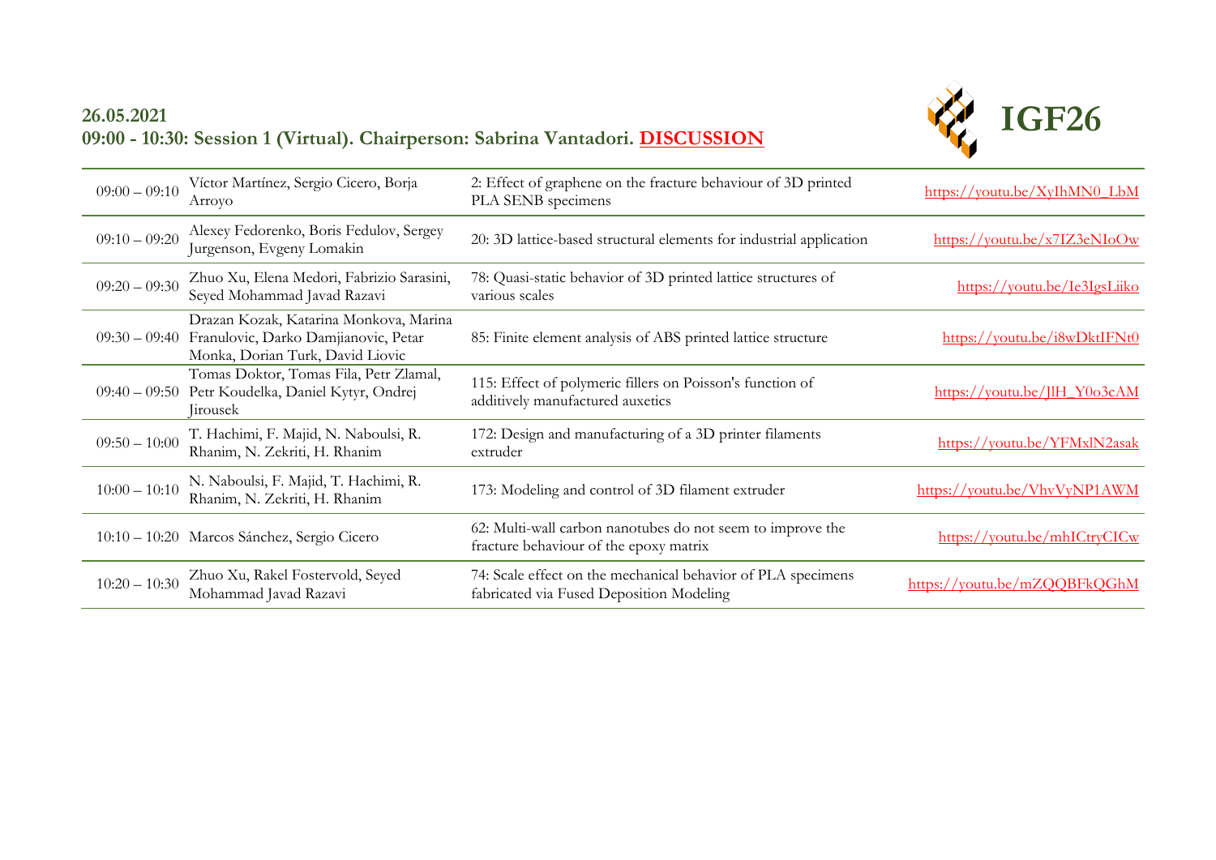**26.05.2021**
**09:00 - 10:30: Session 1 (Virtual). Chairperson: Sabrina Vantadori. DISCUSSION**

**IGF26**

| | | | |
|---|---|---|---|
| 09:00 – 09:10 | Víctor Martínez, Sergio Cicero, Borja Arroyo | 2: Effect of graphene on the fracture behaviour of 3D printed PLA SENB specimens | https://youtu.be/XyIhMN0_LbM |
| 09:10 – 09:20 | Alexey Fedorenko, Boris Fedulov, Sergey Jurgenson, Evgeny Lomakin | 20: 3D lattice-based structural elements for industrial application | https://youtu.be/x7IZ3eNIoOw |
| 09:20 – 09:30 | Zhuo Xu, Elena Medori, Fabrizio Sarasini, Seyed Mohammad Javad Razavi | 78: Quasi-static behavior of 3D printed lattice structures of various scales | https://youtu.be/Ie3IgsLiiko |
| 09:30 – 09:40 | Drazan Kozak, Katarina Monkova, Marina Franulovic, Darko Damjianovic, Petar Monka, Dorian Turk, David Liovic | 85: Finite element analysis of ABS printed lattice structure | https://youtu.be/i8wDktIFNt0 |
| 09:40 – 09:50 | Tomas Doktor, Tomas Fila, Petr Zlamal, Petr Koudelka, Daniel Kytyr, Ondrej Jirousek | 115: Effect of polymeric fillers on Poisson's function of additively manufactured auxetics | https://youtu.be/JlH_Y0o3cAM |
| 09:50 – 10:00 | T. Hachimi, F. Majid, N. Naboulsi, R. Rhanim, N. Zekriti, H. Rhanim | 172: Design and manufacturing of a 3D printer filaments extruder | https://youtu.be/YFMxlN2asak |
| 10:00 – 10:10 | N. Naboulsi, F. Majid, T. Hachimi, R. Rhanim, N. Zekriti, H. Rhanim | 173: Modeling and control of 3D filament extruder | https://youtu.be/VhvVyNP1AWM |
| 10:10 – 10:20 | Marcos Sánchez, Sergio Cicero | 62: Multi-wall carbon nanotubes do not seem to improve the fracture behaviour of the epoxy matrix | https://youtu.be/mhICtryCICw |
| 10:20 – 10:30 | Zhuo Xu, Rakel Fostervold, Seyed Mohammad Javad Razavi | 74: Scale effect on the mechanical behavior of PLA specimens fabricated via Fused Deposition Modeling | https://youtu.be/mZQQBFkQGhM |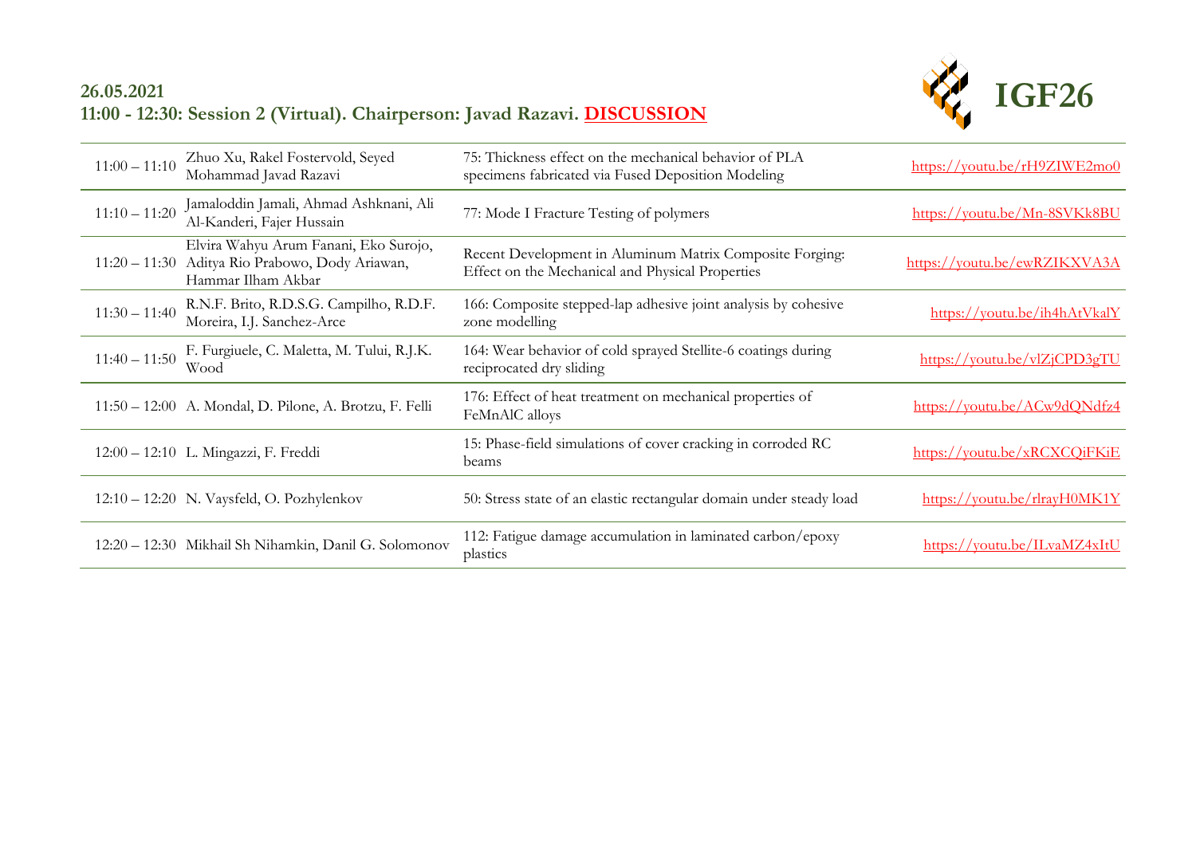**26.05.2021**
**11:00 - 12:30: Session 2 (Virtual). Chairperson: Javad Razavi. DISCUSSION**

**IGF26**

| Time | Authors | Title | Link |
|---|---|---|---|
| 11:00 – 11:10 | Zhuo Xu, Rakel Fostervold, Seyed Mohammad Javad Razavi | 75: Thickness effect on the mechanical behavior of PLA specimens fabricated via Fused Deposition Modeling | https://youtu.be/rH9ZIWE2mo0 |
| 11:10 – 11:20 | Jamaloddin Jamali, Ahmad Ashknani, Ali Al-Kanderi, Fajer Hussain | 77: Mode I Fracture Testing of polymers | https://youtu.be/Mn-8SVKk8BU |
| 11:20 – 11:30 | Elvira Wahyu Arum Fanani, Eko Surojo, Aditya Rio Prabowo, Dody Ariawan, Hammar Ilham Akbar | Recent Development in Aluminum Matrix Composite Forging: Effect on the Mechanical and Physical Properties | https://youtu.be/ewRZIKXVA3A |
| 11:30 – 11:40 | R.N.F. Brito, R.D.S.G. Campilho, R.D.F. Moreira, I.J. Sanchez-Arce | 166: Composite stepped-lap adhesive joint analysis by cohesive zone modelling | https://youtu.be/ih4hAtVkalY |
| 11:40 – 11:50 | F. Furgiuele, C. Maletta, M. Tului, R.J.K. Wood | 164: Wear behavior of cold sprayed Stellite-6 coatings during reciprocated dry sliding | https://youtu.be/vlZjCPD3gTU |
| 11:50 – 12:00 | A. Mondal, D. Pilone, A. Brotzu, F. Felli | 176: Effect of heat treatment on mechanical properties of FeMnAlC alloys | https://youtu.be/ACw9dQNdfz4 |
| 12:00 – 12:10 | L. Mingazzi, F. Freddi | 15: Phase-field simulations of cover cracking in corroded RC beams | https://youtu.be/xRCXCQiFKiE |
| 12:10 – 12:20 | N. Vaysfeld, O. Pozhylenkov | 50: Stress state of an elastic rectangular domain under steady load | https://youtu.be/rlrayH0MK1Y |
| 12:20 – 12:30 | Mikhail Sh Nihamkin, Danil G. Solomonov | 112: Fatigue damage accumulation in laminated carbon/epoxy plastics | https://youtu.be/ILvaMZ4xItU |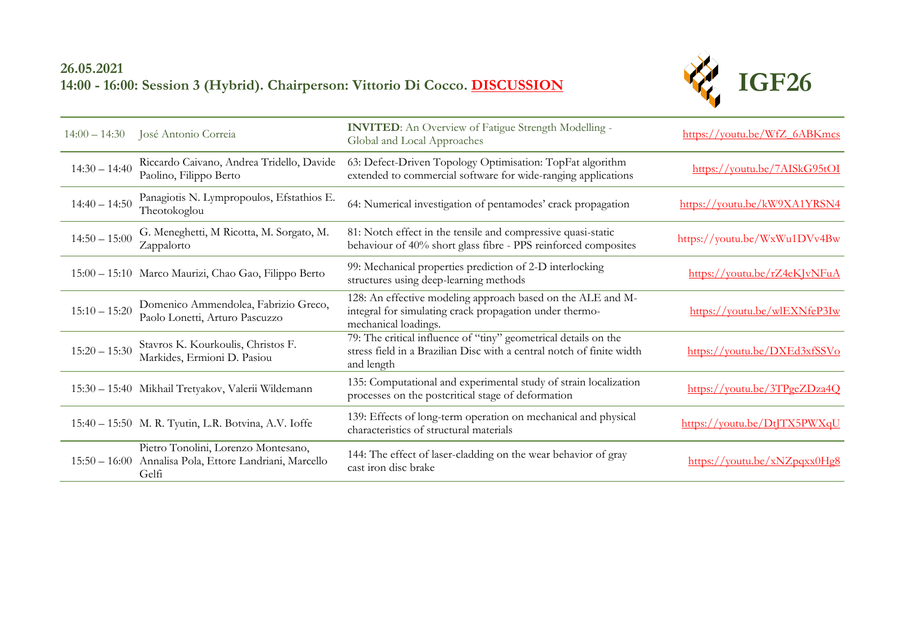**26.05.2021**
**14:00 - 16:00: Session 3 (Hybrid). Chairperson: Vittorio Di Cocco. DISCUSSION**

**IGF26**

| | | | |
|---|---|---|---|
| 14:00 – 14:30 | José Antonio Correia | **INVITED**: An Overview of Fatigue Strength Modelling - Global and Local Approaches | https://youtu.be/WfZ_6ABKmcs |
| 14:30 – 14:40 | Riccardo Caivano, Andrea Tridello, Davide Paolino, Filippo Berto | 63: Defect-Driven Topology Optimisation: TopFat algorithm extended to commercial software for wide-ranging applications | https://youtu.be/7AISkG95tOI |
| 14:40 – 14:50 | Panagiotis N. Lympropoulos, Efstathios E. Theotokoglou | 64: Numerical investigation of pentamodes' crack propagation | https://youtu.be/kW9XA1YRSN4 |
| 14:50 – 15:00 | G. Meneghetti, M Ricotta, M. Sorgato, M. Zappalorto | 81: Notch effect in the tensile and compressive quasi-static behaviour of 40% short glass fibre - PPS reinforced composites | https://youtu.be/WxWu1DVv4Bw |
| 15:00 – 15:10 | Marco Maurizi, Chao Gao, Filippo Berto | 99: Mechanical properties prediction of 2-D interlocking structures using deep-learning methods | https://youtu.be/rZ4eKJvNFuA |
| 15:10 – 15:20 | Domenico Ammendolea, Fabrizio Greco, Paolo Lonetti, Arturo Pascuzzo | 128: An effective modeling approach based on the ALE and M-integral for simulating crack propagation under thermo-mechanical loadings. | https://youtu.be/wlEXNfeP3Iw |
| 15:20 – 15:30 | Stavros K. Kourkoulis, Christos F. Markides, Ermioni D. Pasiou | 79: The critical influence of "tiny" geometrical details on the stress field in a Brazilian Disc with a central notch of finite width and length | https://youtu.be/DXEd3xfSSVo |
| 15:30 – 15:40 | Mikhail Tretyakov, Valerii Wildemann | 135: Computational and experimental study of strain localization processes on the postcritical stage of deformation | https://youtu.be/3TPgeZDza4Q |
| 15:40 – 15:50 | M. R. Tyutin, L.R. Botvina, A.V. Ioffe | 139: Effects of long-term operation on mechanical and physical characteristics of structural materials | https://youtu.be/DtJTX5PWXqU |
| 15:50 – 16:00 | Pietro Tonolini, Lorenzo Montesano, Annalisa Pola, Ettore Landriani, Marcello Gelfi | 144: The effect of laser-cladding on the wear behavior of gray cast iron disc brake | https://youtu.be/xNZpqxx0Hg8 |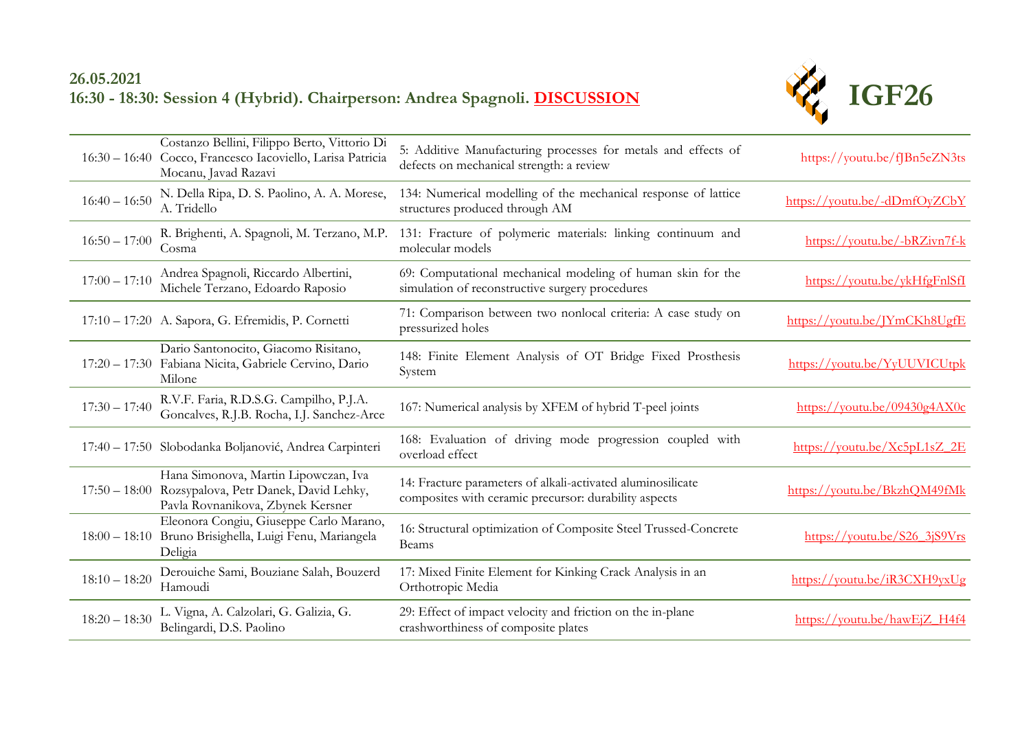**26.05.2021**

**16:30 - 18:30: Session 4 (Hybrid). Chairperson: Andrea Spagnoli. DISCUSSION**

**IGF26**

| Time | Authors | Title | Link |
|---|---|---|---|
| 16:30 – 16:40 | Costanzo Bellini, Filippo Berto, Vittorio Di Cocco, Francesco Iacoviello, Larisa Patricia Mocanu, Javad Razavi | 5: Additive Manufacturing processes for metals and effects of defects on mechanical strength: a review | https://youtu.be/fJBn5eZN3ts |
| 16:40 – 16:50 | N. Della Ripa, D. S. Paolino, A. A. Morese, A. Tridello | 134: Numerical modelling of the mechanical response of lattice structures produced through AM | https://youtu.be/-dDmfOyZCbY |
| 16:50 – 17:00 | R. Brighenti, A. Spagnoli, M. Terzano, M.P. Cosma | 131: Fracture of polymeric materials: linking continuum and molecular models | https://youtu.be/-bRZivn7f-k |
| 17:00 – 17:10 | Andrea Spagnoli, Riccardo Albertini, Michele Terzano, Edoardo Raposio | 69: Computational mechanical modeling of human skin for the simulation of reconstructive surgery procedures | https://youtu.be/ykHfgFnlSfI |
| 17:10 – 17:20 | A. Sapora, G. Efremidis, P. Cornetti | 71: Comparison between two nonlocal criteria: A case study on pressurized holes | https://youtu.be/JYmCKh8UgfE |
| 17:20 – 17:30 | Dario Santonocito, Giacomo Risitano, Fabiana Nicita, Gabriele Cervino, Dario Milone | 148: Finite Element Analysis of OT Bridge Fixed Prosthesis System | https://youtu.be/YyUUVICUtpk |
| 17:30 – 17:40 | R.V.F. Faria, R.D.S.G. Campilho, P.J.A. Goncalves, R.J.B. Rocha, I.J. Sanchez-Arce | 167: Numerical analysis by XFEM of hybrid T-peel joints | https://youtu.be/09430g4AX0c |
| 17:40 – 17:50 | Slobodanka Boljanović, Andrea Carpinteri | 168: Evaluation of driving mode progression coupled with overload effect | https://youtu.be/Xc5pL1sZ_2E |
| 17:50 – 18:00 | Hana Simonova, Martin Lipowczan, Iva Rozsypalova, Petr Danek, David Lehky, Pavla Rovnanikova, Zbynek Kersner | 14: Fracture parameters of alkali-activated aluminosilicate composites with ceramic precursor: durability aspects | https://youtu.be/BkzhQM49fMk |
| 18:00 – 18:10 | Eleonora Congiu, Giuseppe Carlo Marano, Bruno Brisighella, Luigi Fenu, Mariangela Deligia | 16: Structural optimization of Composite Steel Trussed-Concrete Beams | https://youtu.be/S26_3jS9Vrs |
| 18:10 – 18:20 | Derouiche Sami, Bouziane Salah, Bouzerd Hamoudi | 17: Mixed Finite Element for Kinking Crack Analysis in an Orthotropic Media | https://youtu.be/iR3CXH9yxUg |
| 18:20 – 18:30 | L. Vigna, A. Calzolari, G. Galizia, G. Belingardi, D.S. Paolino | 29: Effect of impact velocity and friction on the in-plane crashworthiness of composite plates | https://youtu.be/hawEjZ_H4f4 |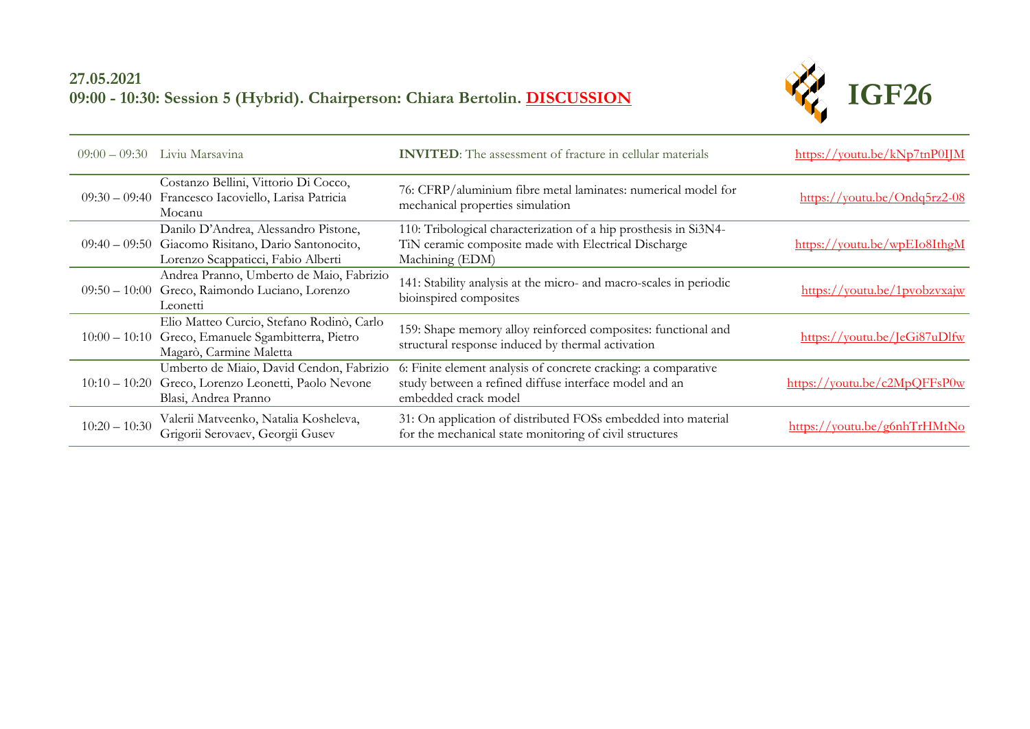**27.05.2021**
**09:00 - 10:30: Session 5 (Hybrid). Chairperson: Chiara Bertolin. DISCUSSION**

**IGF26**

| | | | |
|---|---|---|---|
| 09:00 – 09:30 | Liviu Marsavina | **INVITED**: The assessment of fracture in cellular materials | https://youtu.be/kNp7tnP0IJM |
| 09:30 – 09:40 | Costanzo Bellini, Vittorio Di Cocco, Francesco Iacoviello, Larisa Patricia Mocanu | 76: CFRP/aluminium fibre metal laminates: numerical model for mechanical properties simulation | https://youtu.be/Ondq5rz2-08 |
| 09:40 – 09:50 | Danilo D'Andrea, Alessandro Pistone, Giacomo Risitano, Dario Santonocito, Lorenzo Scappaticci, Fabio Alberti | 110: Tribological characterization of a hip prosthesis in Si3N4-TiN ceramic composite made with Electrical Discharge Machining (EDM) | https://youtu.be/wpEIo8IthgM |
| 09:50 – 10:00 | Andrea Pranno, Umberto de Maio, Fabrizio Greco, Raimondo Luciano, Lorenzo Leonetti | 141: Stability analysis at the micro- and macro-scales in periodic bioinspired composites | https://youtu.be/1pvobzvxajw |
| 10:00 – 10:10 | Elio Matteo Curcio, Stefano Rodinò, Carlo Greco, Emanuele Sgambitterra, Pietro Magarò, Carmine Maletta | 159: Shape memory alloy reinforced composites: functional and structural response induced by thermal activation | https://youtu.be/JeGi87uDlfw |
| 10:10 – 10:20 | Umberto de Miaio, David Cendon, Fabrizio Greco, Lorenzo Leonetti, Paolo Nevone Blasi, Andrea Pranno | 6: Finite element analysis of concrete cracking: a comparative study between a refined diffuse interface model and an embedded crack model | https://youtu.be/c2MpQFFsP0w |
| 10:20 – 10:30 | Valerii Matveenko, Natalia Kosheleva, Grigorii Serovaev, Georgii Gusev | 31: On application of distributed FOSs embedded into material for the mechanical state monitoring of civil structures | https://youtu.be/g6nhTrHMtNo |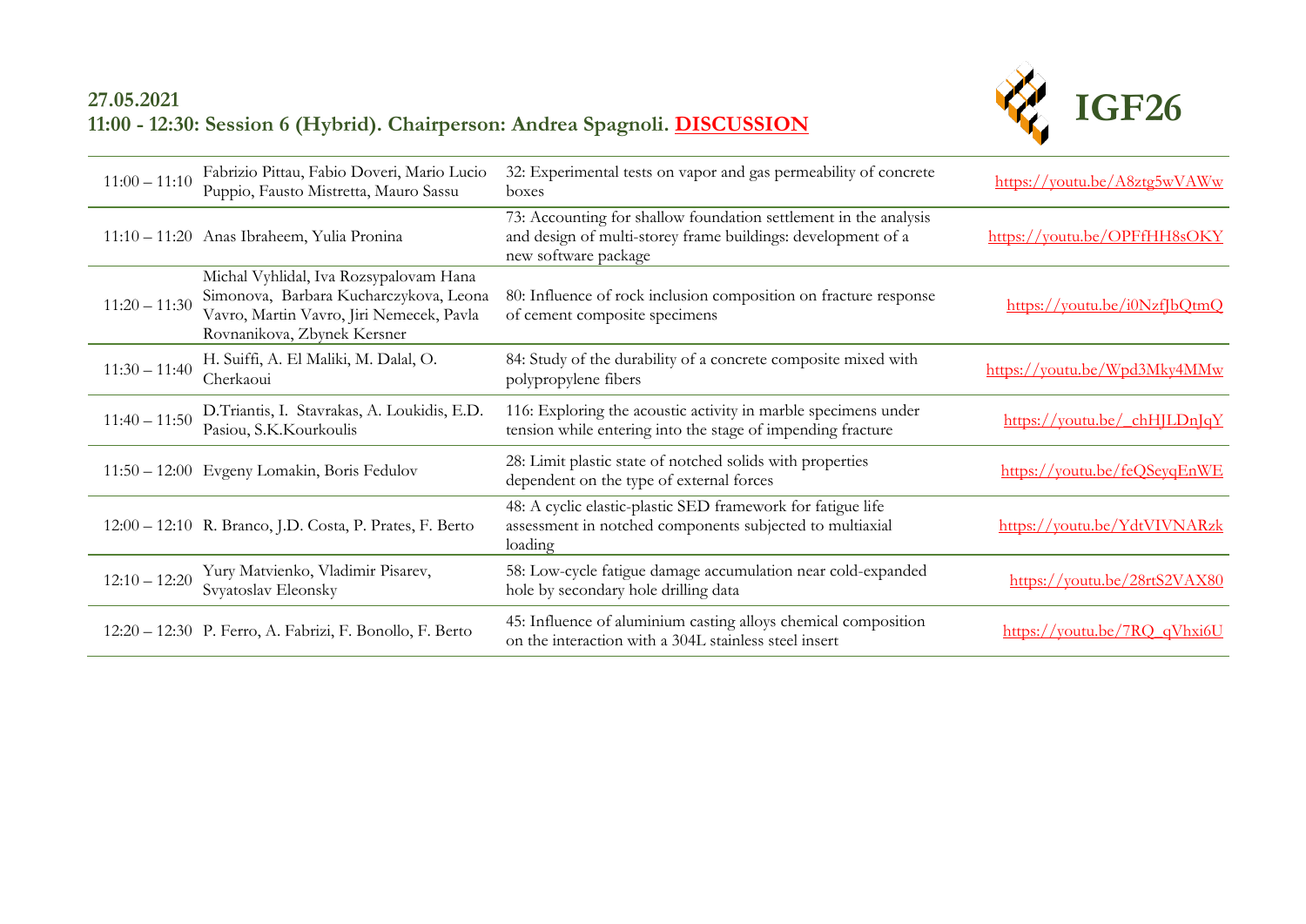## 27.05.2021
## 11:00 - 12:30: Session 6 (Hybrid). Chairperson: Andrea Spagnoli. DISCUSSION

IGF26

| Time | Authors | Title | Link |
|---|---|---|---|
| 11:00 – 11:10 | Fabrizio Pittau, Fabio Doveri, Mario Lucio Puppio, Fausto Mistretta, Mauro Sassu | 32: Experimental tests on vapor and gas permeability of concrete boxes | https://youtu.be/A8ztg5wVAWw |
| 11:10 – 11:20 | Anas Ibraheem, Yulia Pronina | 73: Accounting for shallow foundation settlement in the analysis and design of multi-storey frame buildings: development of a new software package | https://youtu.be/OPFfHH8sOKY |
| 11:20 – 11:30 | Michal Vyhlidal, Iva Rozsypalovam Hana Simonova, Barbara Kucharczykova, Leona Vavro, Martin Vavro, Jiri Nemecek, Pavla Rovnanikova, Zbynek Kersner | 80: Influence of rock inclusion composition on fracture response of cement composite specimens | https://youtu.be/i0NzfJbQtmQ |
| 11:30 – 11:40 | H. Suiffi, A. El Maliki, M. Dalal, O. Cherkaoui | 84: Study of the durability of a concrete composite mixed with polypropylene fibers | https://youtu.be/Wpd3Mky4MMw |
| 11:40 – 11:50 | D.Triantis, I. Stavrakas, A. Loukidis, E.D. Pasiou, S.K.Kourkoulis | 116: Exploring the acoustic activity in marble specimens under tension while entering into the stage of impending fracture | https://youtu.be/_chHJLDnJqY |
| 11:50 – 12:00 | Evgeny Lomakin, Boris Fedulov | 28: Limit plastic state of notched solids with properties dependent on the type of external forces | https://youtu.be/feQSeyqEnWE |
| 12:00 – 12:10 | R. Branco, J.D. Costa, P. Prates, F. Berto | 48: A cyclic elastic-plastic SED framework for fatigue life assessment in notched components subjected to multiaxial loading | https://youtu.be/YdtVIVNARzk |
| 12:10 – 12:20 | Yury Matvienko, Vladimir Pisarev, Svyatoslav Eleonsky | 58: Low-cycle fatigue damage accumulation near cold-expanded hole by secondary hole drilling data | https://youtu.be/28rtS2VAX80 |
| 12:20 – 12:30 | P. Ferro, A. Fabrizi, F. Bonollo, F. Berto | 45: Influence of aluminium casting alloys chemical composition on the interaction with a 304L stainless steel insert | https://youtu.be/7RQ_qVhxi6U |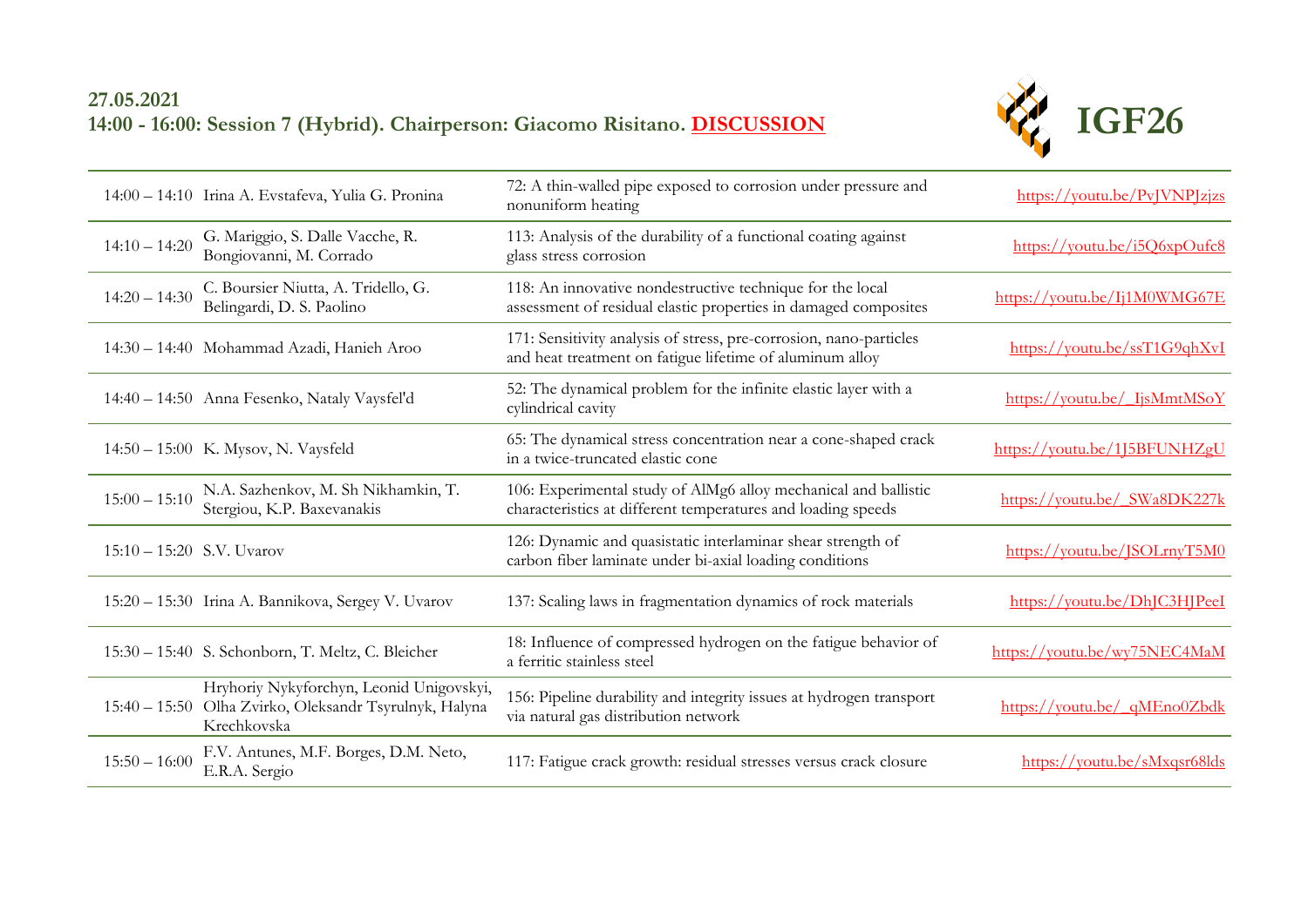**27.05.2021**
**14:00 - 16:00: Session 7 (Hybrid). Chairperson: Giacomo Risitano. DISCUSSION**

**IGF26**

| | | | |
|---|---|---|---|
| 14:00 – 14:10 | Irina A. Evstafeva, Yulia G. Pronina | 72: A thin-walled pipe exposed to corrosion under pressure and nonuniform heating | https://youtu.be/PvJVNPJzjzs |
| 14:10 – 14:20 | G. Mariggio, S. Dalle Vacche, R. Bongiovanni, M. Corrado | 113: Analysis of the durability of a functional coating against glass stress corrosion | https://youtu.be/i5Q6xpOufc8 |
| 14:20 – 14:30 | C. Boursier Niutta, A. Tridello, G. Belingardi, D. S. Paolino | 118: An innovative nondestructive technique for the local assessment of residual elastic properties in damaged composites | https://youtu.be/Ij1M0WMG67E |
| 14:30 – 14:40 | Mohammad Azadi, Hanieh Aroo | 171: Sensitivity analysis of stress, pre-corrosion, nano-particles and heat treatment on fatigue lifetime of aluminum alloy | https://youtu.be/ssT1G9qhXvI |
| 14:40 – 14:50 | Anna Fesenko, Nataly Vaysfel'd | 52: The dynamical problem for the infinite elastic layer with a cylindrical cavity | https://youtu.be/_IjsMmtMSoY |
| 14:50 – 15:00 | K. Mysov, N. Vaysfeld | 65: The dynamical stress concentration near a cone-shaped crack in a twice-truncated elastic cone | https://youtu.be/1J5BFUNHZgU |
| 15:00 – 15:10 | N.A. Sazhenkov, M. Sh Nikhamkin, T. Stergiou, K.P. Baxevanakis | 106: Experimental study of AlMg6 alloy mechanical and ballistic characteristics at different temperatures and loading speeds | https://youtu.be/_SWa8DK227k |
| 15:10 – 15:20 | S.V. Uvarov | 126: Dynamic and quasistatic interlaminar shear strength of carbon fiber laminate under bi-axial loading conditions | https://youtu.be/JSOLrnyT5M0 |
| 15:20 – 15:30 | Irina A. Bannikova, Sergey V. Uvarov | 137: Scaling laws in fragmentation dynamics of rock materials | https://youtu.be/DhJC3HJPeeI |
| 15:30 – 15:40 | S. Schonborn, T. Meltz, C. Bleicher | 18: Influence of compressed hydrogen on the fatigue behavior of a ferritic stainless steel | https://youtu.be/wy75NEC4MaM |
| 15:40 – 15:50 | Hryhoriy Nykyforchyn, Leonid Unigovskyi, Olha Zvirko, Oleksandr Tsyrulnyk, Halyna Krechkovska | 156: Pipeline durability and integrity issues at hydrogen transport via natural gas distribution network | https://youtu.be/_qMEno0Zbdk |
| 15:50 – 16:00 | F.V. Antunes, M.F. Borges, D.M. Neto, E.R.A. Sergio | 117: Fatigue crack growth: residual stresses versus crack closure | https://youtu.be/sMxqsr68lds |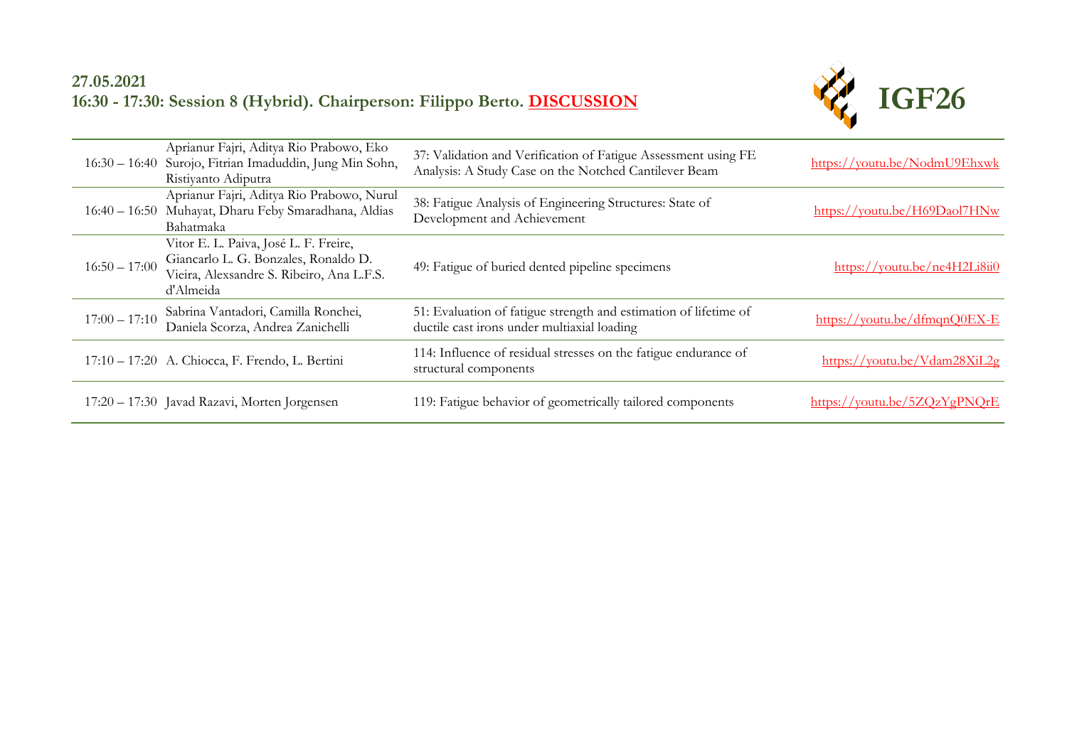**27.05.2021**
**16:30 - 17:30: Session 8 (Hybrid). Chairperson: Filippo Berto. DISCUSSION**

**IGF26**

| Time | Authors | Title | Link |
|---|---|---|---|
| 16:30 – 16:40 | Aprianur Fajri, Aditya Rio Prabowo, Eko Surojo, Fitrian Imaduddin, Jung Min Sohn, Ristiyanto Adiputra | 37: Validation and Verification of Fatigue Assessment using FE Analysis: A Study Case on the Notched Cantilever Beam | https://youtu.be/NodmU9Ehxwk |
| 16:40 – 16:50 | Aprianur Fajri, Aditya Rio Prabowo, Nurul Muhayat, Dharu Feby Smaradhana, Aldias Bahatmaka | 38: Fatigue Analysis of Engineering Structures: State of Development and Achievement | https://youtu.be/H69Daol7HNw |
| 16:50 – 17:00 | Vitor E. L. Paiva, José L. F. Freire, Giancarlo L. G. Bonzales, Ronaldo D. Vieira, Alexsandre S. Ribeiro, Ana L.F.S. d'Almeida | 49: Fatigue of buried dented pipeline specimens | https://youtu.be/ne4H2Li8ii0 |
| 17:00 – 17:10 | Sabrina Vantadori, Camilla Ronchei, Daniela Scorza, Andrea Zanichelli | 51: Evaluation of fatigue strength and estimation of lifetime of ductile cast irons under multiaxial loading | https://youtu.be/dfmqnQ0EX-E |
| 17:10 – 17:20 | A. Chiocca, F. Frendo, L. Bertini | 114: Influence of residual stresses on the fatigue endurance of structural components | https://youtu.be/Vdam28XiL2g |
| 17:20 – 17:30 | Javad Razavi, Morten Jorgensen | 119: Fatigue behavior of geometrically tailored components | https://youtu.be/5ZQzYgPNQrE |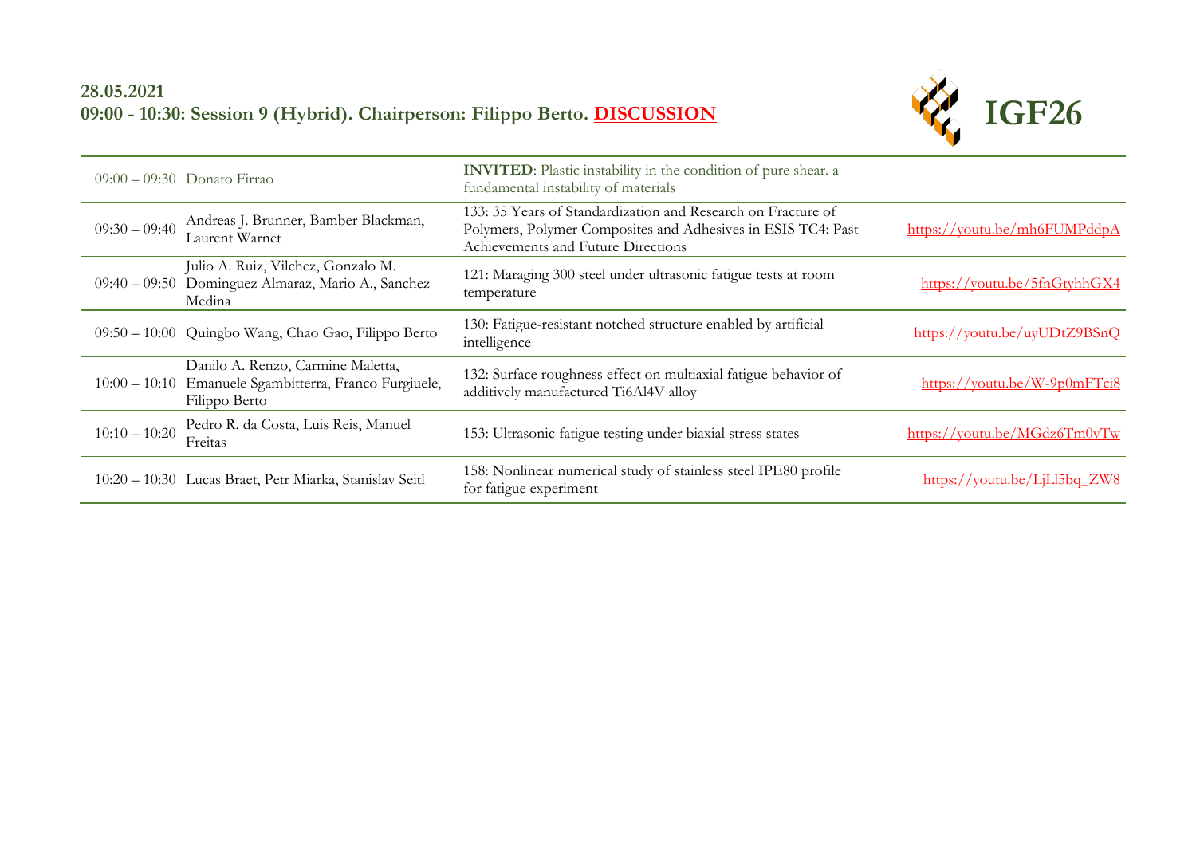**28.05.2021**
**09:00 - 10:30: Session 9 (Hybrid). Chairperson: Filippo Berto. DISCUSSION**

**IGF26**

| Time | Authors | Title | Link |
|---|---|---|---|
| 09:00 – 09:30 | Donato Firrao | **INVITED**: Plastic instability in the condition of pure shear. a fundamental instability of materials | |
| 09:30 – 09:40 | Andreas J. Brunner, Bamber Blackman, Laurent Warnet | 133: 35 Years of Standardization and Research on Fracture of Polymers, Polymer Composites and Adhesives in ESIS TC4: Past Achievements and Future Directions | https://youtu.be/mh6FUMPddpA |
| 09:40 – 09:50 | Julio A. Ruiz, Vilchez, Gonzalo M. Dominguez Almaraz, Mario A., Sanchez Medina | 121: Maraging 300 steel under ultrasonic fatigue tests at room temperature | https://youtu.be/5fnGtyhhGX4 |
| 09:50 – 10:00 | Quingbo Wang, Chao Gao, Filippo Berto | 130: Fatigue-resistant notched structure enabled by artificial intelligence | https://youtu.be/uyUDtZ9BSnQ |
| 10:00 – 10:10 | Danilo A. Renzo, Carmine Maletta, Emanuele Sgambitterra, Franco Furgiuele, Filippo Berto | 132: Surface roughness effect on multiaxial fatigue behavior of additively manufactured Ti6Al4V alloy | https://youtu.be/W-9p0mFTci8 |
| 10:10 – 10:20 | Pedro R. da Costa, Luis Reis, Manuel Freitas | 153: Ultrasonic fatigue testing under biaxial stress states | https://youtu.be/MGdz6Tm0vTw |
| 10:20 – 10:30 | Lucas Braet, Petr Miarka, Stanislav Seitl | 158: Nonlinear numerical study of stainless steel IPE80 profile for fatigue experiment | https://youtu.be/LjLl5bq_ZW8 |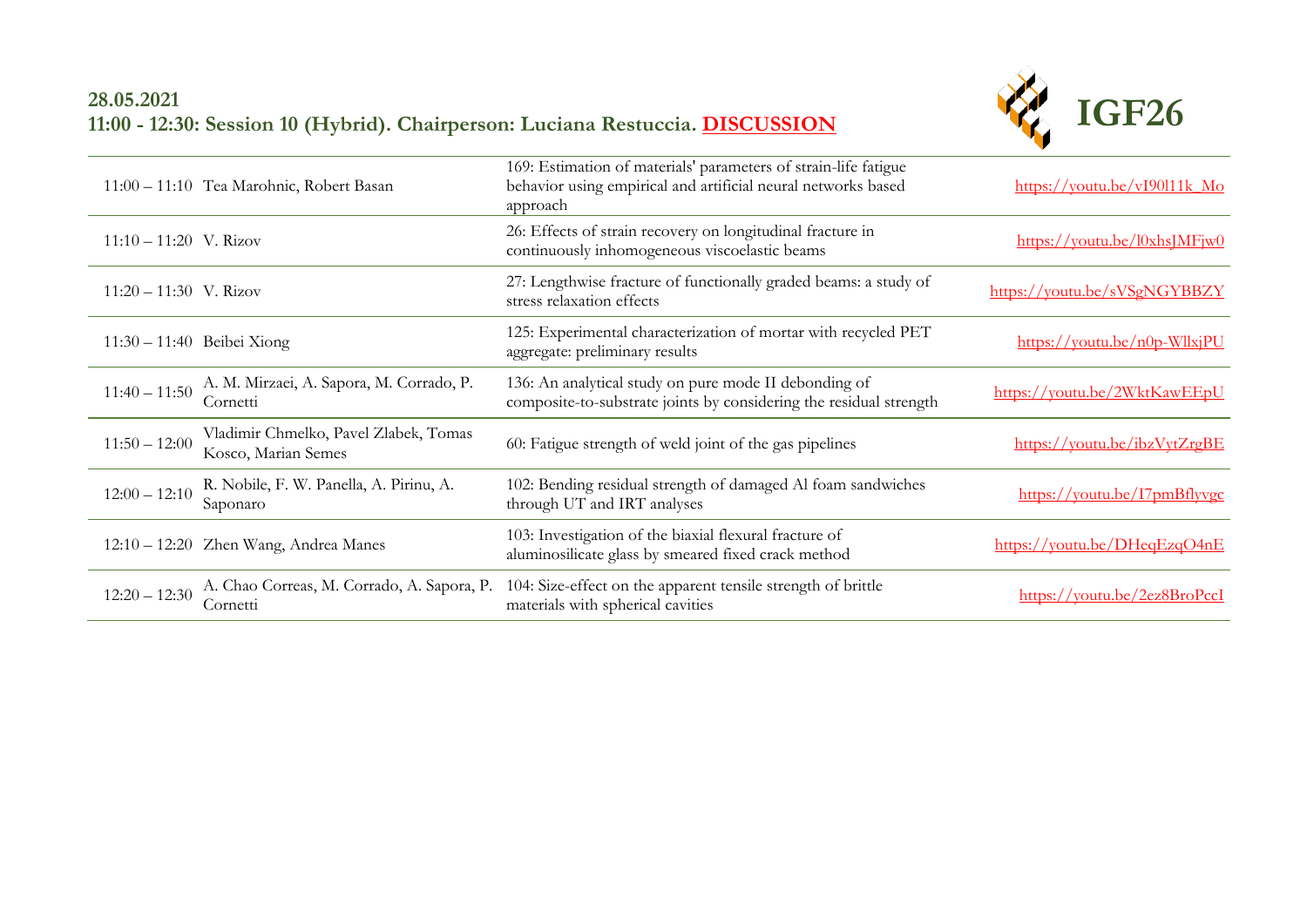## 28.05.2021
## 11:00 - 12:30: Session 10 (Hybrid). Chairperson: Luciana Restuccia. DISCUSSION

IGF26

| Time | Authors | Title | Link |
|---|---|---|---|
| 11:00 – 11:10 | Tea Marohnic, Robert Basan | 169: Estimation of materials' parameters of strain-life fatigue behavior using empirical and artificial neural networks based approach | https://youtu.be/vI90l11k_Mo |
| 11:10 – 11:20 | V. Rizov | 26: Effects of strain recovery on longitudinal fracture in continuously inhomogeneous viscoelastic beams | https://youtu.be/l0xhsJMFjw0 |
| 11:20 – 11:30 | V. Rizov | 27: Lengthwise fracture of functionally graded beams: a study of stress relaxation effects | https://youtu.be/sVSgNGYBBZY |
| 11:30 – 11:40 | Beibei Xiong | 125: Experimental characterization of mortar with recycled PET aggregate: preliminary results | https://youtu.be/n0p-WllxjPU |
| 11:40 – 11:50 | A. M. Mirzaei, A. Sapora, M. Corrado, P. Cornetti | 136: An analytical study on pure mode II debonding of composite-to-substrate joints by considering the residual strength | https://youtu.be/2WktKawEEpU |
| 11:50 – 12:00 | Vladimir Chmelko, Pavel Zlabek, Tomas Kosco, Marian Semes | 60: Fatigue strength of weld joint of the gas pipelines | https://youtu.be/ibzVytZrgBE |
| 12:00 – 12:10 | R. Nobile, F. W. Panella, A. Pirinu, A. Saponaro | 102: Bending residual strength of damaged Al foam sandwiches through UT and IRT analyses | https://youtu.be/I7pmBflyvgc |
| 12:10 – 12:20 | Zhen Wang, Andrea Manes | 103: Investigation of the biaxial flexural fracture of aluminosilicate glass by smeared fixed crack method | https://youtu.be/DHeqEzqO4nE |
| 12:20 – 12:30 | A. Chao Correas, M. Corrado, A. Sapora, P. Cornetti | 104: Size-effect on the apparent tensile strength of brittle materials with spherical cavities | https://youtu.be/2ez8BroPccI |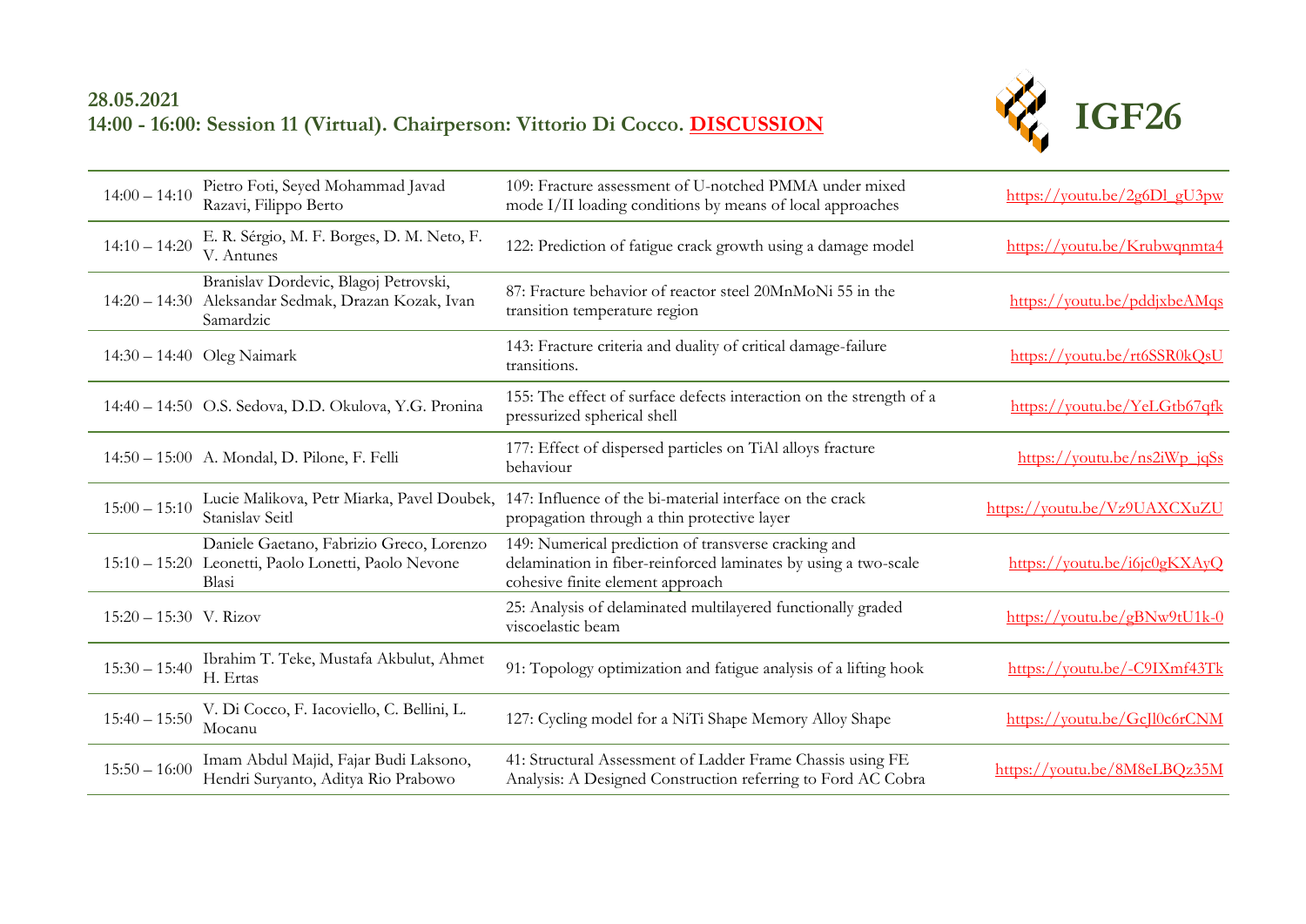## 28.05.2021
## 14:00 - 16:00: Session 11 (Virtual). Chairperson: Vittorio Di Cocco. DISCUSSION

IGF26

| Time | Authors | Title | Link |
|---|---|---|---|
| 14:00 – 14:10 | Pietro Foti, Seyed Mohammad Javad Razavi, Filippo Berto | 109: Fracture assessment of U-notched PMMA under mixed mode I/II loading conditions by means of local approaches | https://youtu.be/2g6Dl_gU3pw |
| 14:10 – 14:20 | E. R. Sérgio, M. F. Borges, D. M. Neto, F. V. Antunes | 122: Prediction of fatigue crack growth using a damage model | https://youtu.be/Krubwqnmta4 |
| 14:20 – 14:30 | Branislav Dordevic, Blagoj Petrovski, Aleksandar Sedmak, Drazan Kozak, Ivan Samardzic | 87: Fracture behavior of reactor steel 20MnMoNi 55 in the transition temperature region | https://youtu.be/pddjxbeAMqs |
| 14:30 – 14:40 | Oleg Naimark | 143: Fracture criteria and duality of critical damage-failure transitions. | https://youtu.be/rt6SSR0kQsU |
| 14:40 – 14:50 | O.S. Sedova, D.D. Okulova, Y.G. Pronina | 155: The effect of surface defects interaction on the strength of a pressurized spherical shell | https://youtu.be/YeLGtb67qfk |
| 14:50 – 15:00 | A. Mondal, D. Pilone, F. Felli | 177: Effect of dispersed particles on TiAl alloys fracture behaviour | https://youtu.be/ns2iWp_jqSs |
| 15:00 – 15:10 | Lucie Malikova, Petr Miarka, Pavel Doubek, Stanislav Seitl | 147: Influence of the bi-material interface on the crack propagation through a thin protective layer | https://youtu.be/Vz9UAXCXuZU |
| 15:10 – 15:20 | Daniele Gaetano, Fabrizio Greco, Lorenzo Leonetti, Paolo Lonetti, Paolo Nevone Blasi | 149: Numerical prediction of transverse cracking and delamination in fiber-reinforced laminates by using a two-scale cohesive finite element approach | https://youtu.be/i6jc0gKXAyQ |
| 15:20 – 15:30 | V. Rizov | 25: Analysis of delaminated multilayered functionally graded viscoelastic beam | https://youtu.be/gBNw9tU1k-0 |
| 15:30 – 15:40 | Ibrahim T. Teke, Mustafa Akbulut, Ahmet H. Ertas | 91: Topology optimization and fatigue analysis of a lifting hook | https://youtu.be/-C9IXmf43Tk |
| 15:40 – 15:50 | V. Di Cocco, F. Iacoviello, C. Bellini, L. Mocanu | 127: Cycling model for a NiTi Shape Memory Alloy Shape | https://youtu.be/GcJl0c6rCNM |
| 15:50 – 16:00 | Imam Abdul Majid, Fajar Budi Laksono, Hendri Suryanto, Aditya Rio Prabowo | 41: Structural Assessment of Ladder Frame Chassis using FE Analysis: A Designed Construction referring to Ford AC Cobra | https://youtu.be/8M8eLBQz35M |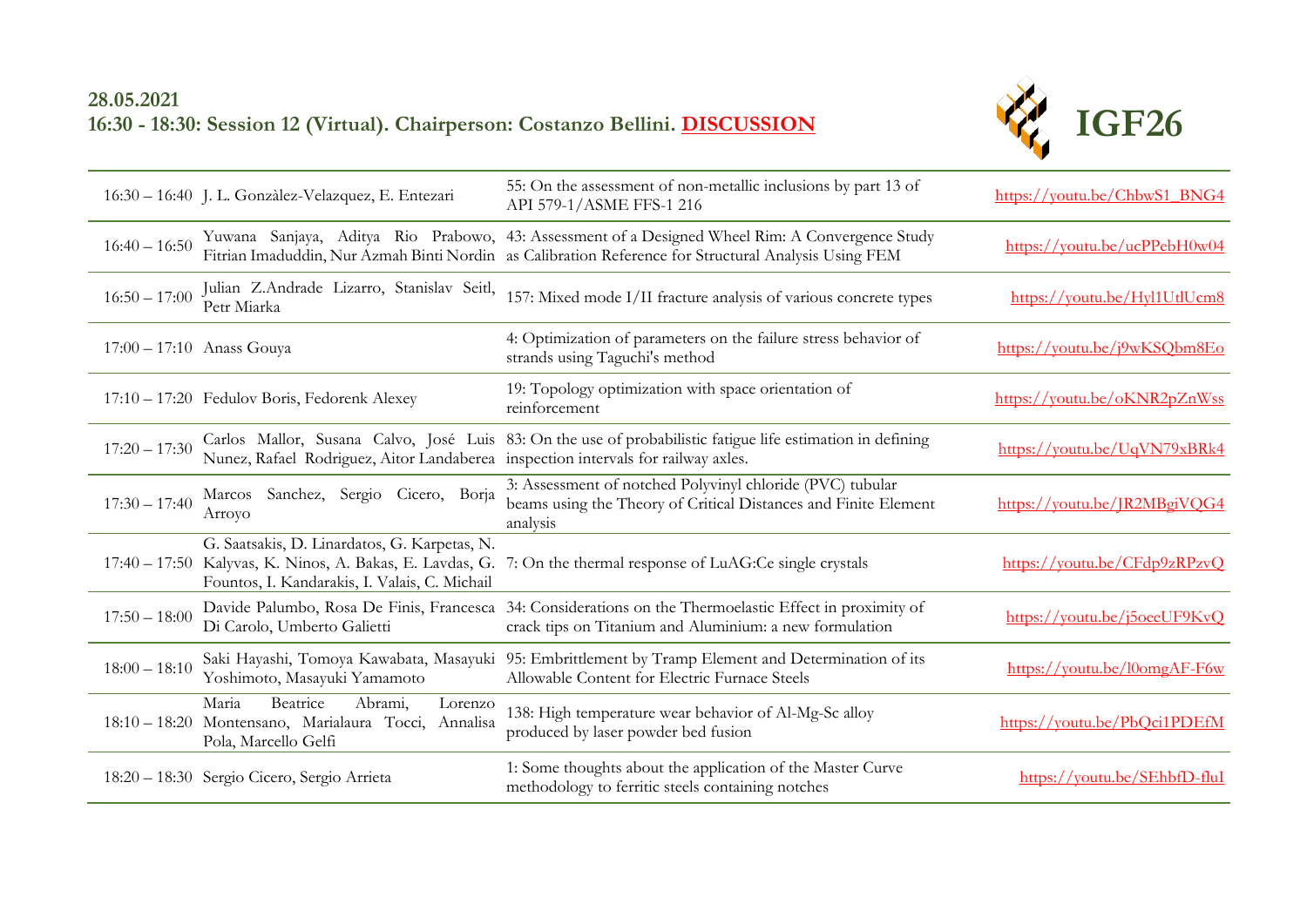**28.05.2021**
**16:30 - 18:30: Session 12 (Virtual). Chairperson: Costanzo Bellini. DISCUSSION**

**IGF26**

| | | | |
|---|---|---|---|
| 16:30 – 16:40 | J. L. Gonzàlez-Velazquez, E. Entezari | 55: On the assessment of non-metallic inclusions by part 13 of API 579-1/ASME FFS-1 216 | https://youtu.be/ChbwS1_BNG4 |
| 16:40 – 16:50 | Yuwana Sanjaya, Aditya Rio Prabowo, Fitrian Imaduddin, Nur Azmah Binti Nordin | 43: Assessment of a Designed Wheel Rim: A Convergence Study as Calibration Reference for Structural Analysis Using FEM | https://youtu.be/ucPPebH0w04 |
| 16:50 – 17:00 | Julian Z.Andrade Lizarro, Stanislav Seitl, Petr Miarka | 157: Mixed mode I/II fracture analysis of various concrete types | https://youtu.be/Hyl1UtlUcm8 |
| 17:00 – 17:10 | Anass Gouya | 4: Optimization of parameters on the failure stress behavior of strands using Taguchi's method | https://youtu.be/j9wKSQbm8Eo |
| 17:10 – 17:20 | Fedulov Boris, Fedorenk Alexey | 19: Topology optimization with space orientation of reinforcement | https://youtu.be/oKNR2pZnWss |
| 17:20 – 17:30 | Carlos Mallor, Susana Calvo, José Luis Nunez, Rafael Rodriguez, Aitor Landaberea | 83: On the use of probabilistic fatigue life estimation in defining inspection intervals for railway axles. | https://youtu.be/UqVN79xBRk4 |
| 17:30 – 17:40 | Marcos Sanchez, Sergio Cicero, Borja Arroyo | 3: Assessment of notched Polyvinyl chloride (PVC) tubular beams using the Theory of Critical Distances and Finite Element analysis | https://youtu.be/JR2MBgiVQG4 |
| 17:40 – 17:50 | G. Saatsakis, D. Linardatos, G. Karpetas, N. Kalyvas, K. Ninos, A. Bakas, E. Lavdas, G. Fountos, I. Kandarakis, I. Valais, C. Michail | 7: On the thermal response of LuAG:Ce single crystals | https://youtu.be/CFdp9zRPzvQ |
| 17:50 – 18:00 | Davide Palumbo, Rosa De Finis, Francesca Di Carolo, Umberto Galietti | 34: Considerations on the Thermoelastic Effect in proximity of crack tips on Titanium and Aluminium: a new formulation | https://youtu.be/j5oeeUF9KvQ |
| 18:00 – 18:10 | Saki Hayashi, Tomoya Kawabata, Masayuki Yoshimoto, Masayuki Yamamoto | 95: Embrittlement by Tramp Element and Determination of its Allowable Content for Electric Furnace Steels | https://youtu.be/l0omgAF-F6w |
| 18:10 – 18:20 | Maria Beatrice Abrami, Lorenzo Montensano, Marialaura Tocci, Annalisa Pola, Marcello Gelfi | 138: High temperature wear behavior of Al-Mg-Sc alloy produced by laser powder bed fusion | https://youtu.be/PbQci1PDEfM |
| 18:20 – 18:30 | Sergio Cicero, Sergio Arrieta | 1: Some thoughts about the application of the Master Curve methodology to ferritic steels containing notches | https://youtu.be/SEhbfD-fluI |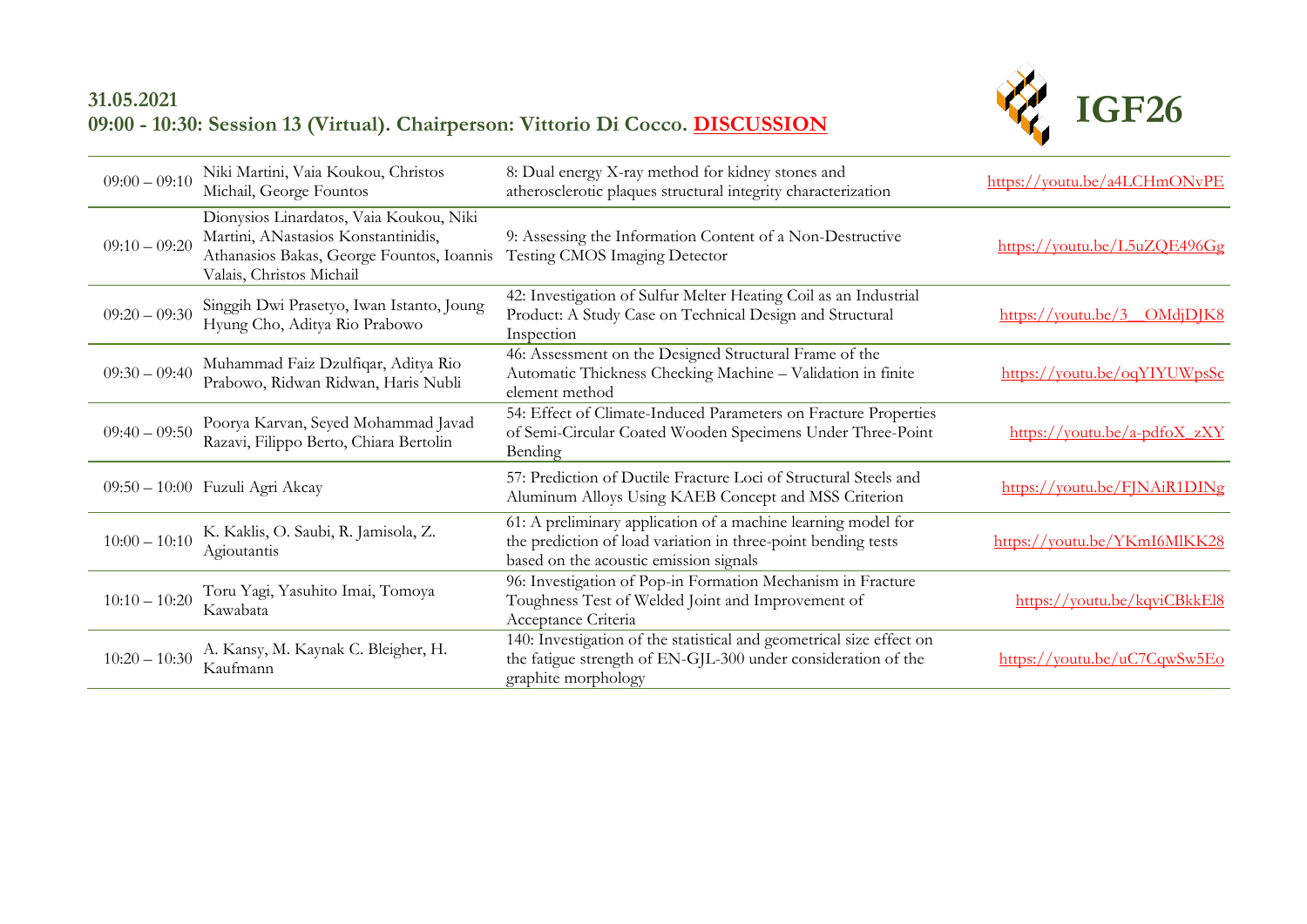**31.05.2021**
**09:00 - 10:30: Session 13 (Virtual). Chairperson: Vittorio Di Cocco. DISCUSSION**

**IGF26**

| Time | Authors | Title | Link |
|---|---|---|---|
| 09:00 – 09:10 | Niki Martini, Vaia Koukou, Christos Michail, George Fountos | 8: Dual energy X-ray method for kidney stones and atherosclerotic plaques structural integrity characterization | https://youtu.be/a4LCHmONvPE |
| 09:10 – 09:20 | Dionysios Linardatos, Vaia Koukou, Niki Martini, ANastasios Konstantinidis, Athanasios Bakas, George Fountos, Ioannis Valais, Christos Michail | 9: Assessing the Information Content of a Non-Destructive Testing CMOS Imaging Detector | https://youtu.be/L5uZQE496Gg |
| 09:20 – 09:30 | Singgih Dwi Prasetyo, Iwan Istanto, Joung Hyung Cho, Aditya Rio Prabowo | 42: Investigation of Sulfur Melter Heating Coil as an Industrial Product: A Study Case on Technical Design and Structural Inspection | https://youtu.be/3__OMdjDJK8 |
| 09:30 – 09:40 | Muhammad Faiz Dzulfiqar, Aditya Rio Prabowo, Ridwan Ridwan, Haris Nubli | 46: Assessment on the Designed Structural Frame of the Automatic Thickness Checking Machine – Validation in finite element method | https://youtu.be/oqYIYUWpsSc |
| 09:40 – 09:50 | Poorya Karvan, Seyed Mohammad Javad Razavi, Filippo Berto, Chiara Bertolin | 54: Effect of Climate-Induced Parameters on Fracture Properties of Semi-Circular Coated Wooden Specimens Under Three-Point Bending | https://youtu.be/a-pdfoX_zXY |
| 09:50 – 10:00 | Fuzuli Agri Akcay | 57: Prediction of Ductile Fracture Loci of Structural Steels and Aluminum Alloys Using KAEB Concept and MSS Criterion | https://youtu.be/FJNAiR1DINg |
| 10:00 – 10:10 | K. Kaklis, O. Saubi, R. Jamisola, Z. Agioutantis | 61: A preliminary application of a machine learning model for the prediction of load variation in three-point bending tests based on the acoustic emission signals | https://youtu.be/YKmI6MlKK28 |
| 10:10 – 10:20 | Toru Yagi, Yasuhito Imai, Tomoya Kawabata | 96: Investigation of Pop-in Formation Mechanism in Fracture Toughness Test of Welded Joint and Improvement of Acceptance Criteria | https://youtu.be/kqviCBkkEl8 |
| 10:20 – 10:30 | A. Kansy, M. Kaynak C. Bleigher, H. Kaufmann | 140: Investigation of the statistical and geometrical size effect on the fatigue strength of EN-GJL-300 under consideration of the graphite morphology | https://youtu.be/uC7CqwSw5Eo |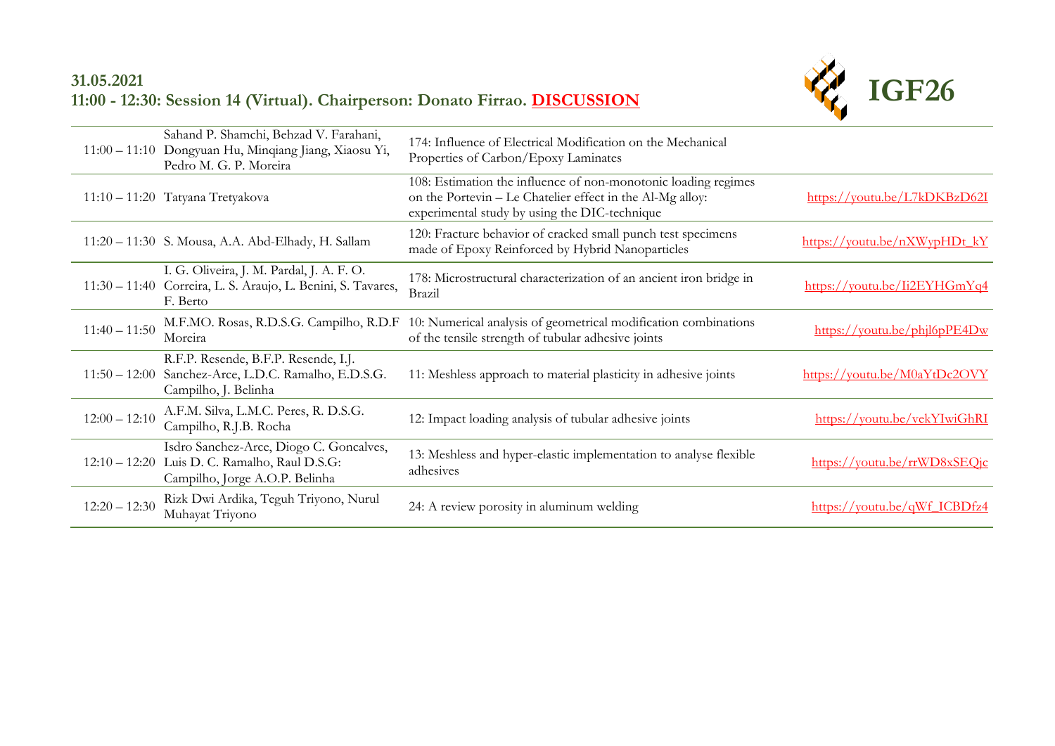**31.05.2021**

**11:00 - 12:30: Session 14 (Virtual). Chairperson: Donato Firrao. DISCUSSION**

IGF26

| | | | |
|---|---|---|---|
| 11:00 – 11:10 | Sahand P. Shamchi, Behzad V. Farahani, Dongyuan Hu, Minqiang Jiang, Xiaosu Yi, Pedro M. G. P. Moreira | 174: Influence of Electrical Modification on the Mechanical Properties of Carbon/Epoxy Laminates | |
| 11:10 – 11:20 | Tatyana Tretyakova | 108: Estimation the influence of non-monotonic loading regimes on the Portevin – Le Chatelier effect in the Al-Mg alloy: experimental study by using the DIC-technique | https://youtu.be/L7kDKBzD62I |
| 11:20 – 11:30 | S. Mousa, A.A. Abd-Elhady, H. Sallam | 120: Fracture behavior of cracked small punch test specimens made of Epoxy Reinforced by Hybrid Nanoparticles | https://youtu.be/nXWypHDt_kY |
| 11:30 – 11:40 | I. G. Oliveira, J. M. Pardal, J. A. F. O. Correira, L. S. Araujo, L. Benini, S. Tavares, F. Berto | 178: Microstructural characterization of an ancient iron bridge in Brazil | https://youtu.be/Ii2EYHGmYq4 |
| 11:40 – 11:50 | M.F.MO. Rosas, R.D.S.G. Campilho, R.D.F Moreira | 10: Numerical analysis of geometrical modification combinations of the tensile strength of tubular adhesive joints | https://youtu.be/phjl6pPE4Dw |
| 11:50 – 12:00 | R.F.P. Resende, B.F.P. Resende, I.J. Sanchez-Arce, L.D.C. Ramalho, E.D.S.G. Campilho, J. Belinha | 11: Meshless approach to material plasticity in adhesive joints | https://youtu.be/M0aYtDc2OVY |
| 12:00 – 12:10 | A.F.M. Silva, L.M.C. Peres, R. D.S.G. Campilho, R.J.B. Rocha | 12: Impact loading analysis of tubular adhesive joints | https://youtu.be/vekYIwiGhRI |
| 12:10 – 12:20 | Isdro Sanchez-Arce, Diogo C. Goncalves, Luis D. C. Ramalho, Raul D.S.G: Campilho, Jorge A.O.P. Belinha | 13: Meshless and hyper-elastic implementation to analyse flexible adhesives | https://youtu.be/rrWD8xSEQjc |
| 12:20 – 12:30 | Rizk Dwi Ardika, Teguh Triyono, Nurul Muhayat Triyono | 24: A review porosity in aluminum welding | https://youtu.be/qWf_ICBDfz4 |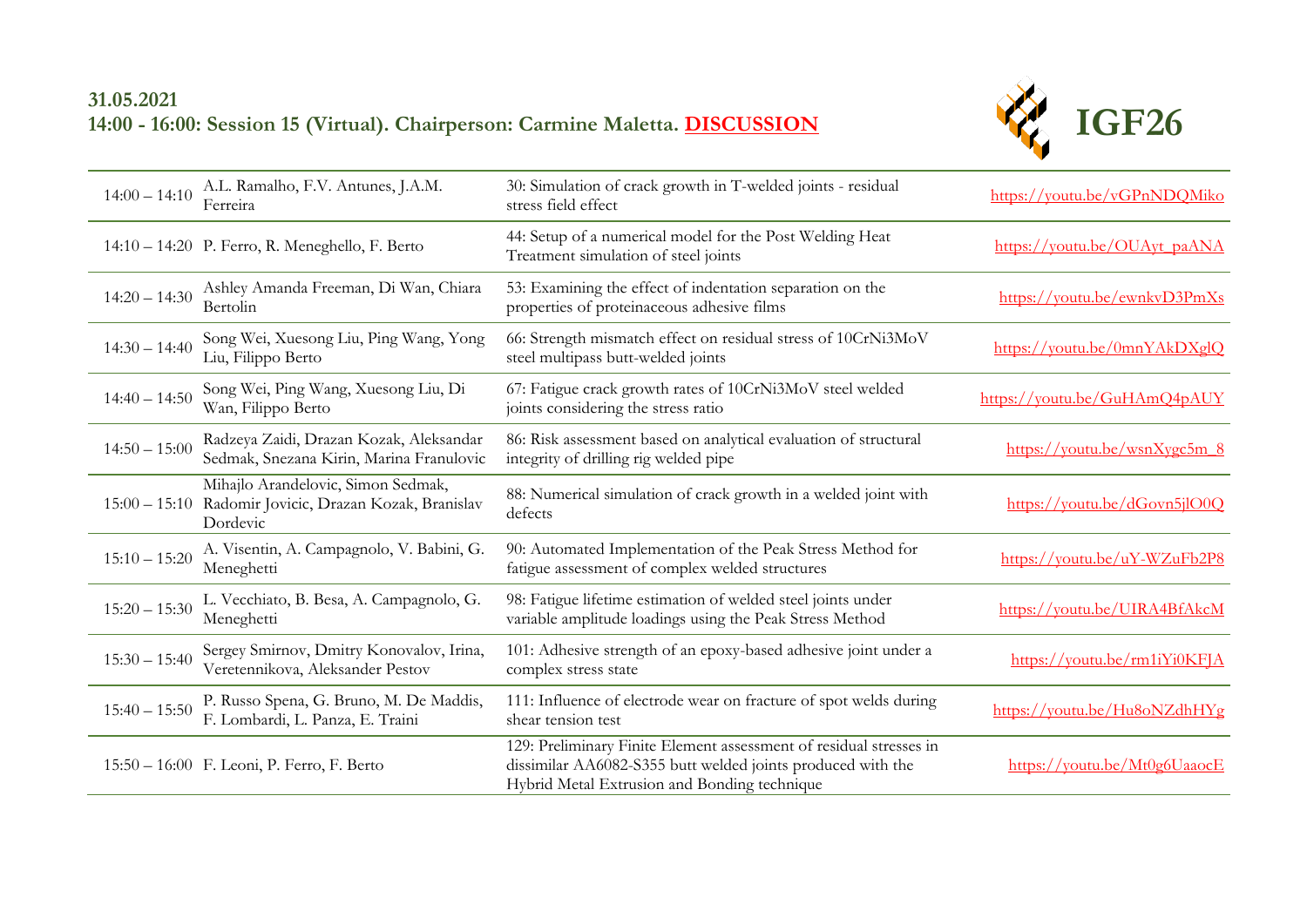**31.05.2021**
**14:00 - 16:00: Session 15 (Virtual). Chairperson: Carmine Maletta. DISCUSSION**

**IGF26**

| Time | Authors | Title | Link |
|---|---|---|---|
| 14:00 – 14:10 | A.L. Ramalho, F.V. Antunes, J.A.M. Ferreira | 30: Simulation of crack growth in T-welded joints - residual stress field effect | https://youtu.be/vGPnNDQMiko |
| 14:10 – 14:20 | P. Ferro, R. Meneghello, F. Berto | 44: Setup of a numerical model for the Post Welding Heat Treatment simulation of steel joints | https://youtu.be/OUAyt_paANA |
| 14:20 – 14:30 | Ashley Amanda Freeman, Di Wan, Chiara Bertolin | 53: Examining the effect of indentation separation on the properties of proteinaceous adhesive films | https://youtu.be/ewnkvD3PmXs |
| 14:30 – 14:40 | Song Wei, Xuesong Liu, Ping Wang, Yong Liu, Filippo Berto | 66: Strength mismatch effect on residual stress of 10CrNi3MoV steel multipass butt-welded joints | https://youtu.be/0mnYAkDXglQ |
| 14:40 – 14:50 | Song Wei, Ping Wang, Xuesong Liu, Di Wan, Filippo Berto | 67: Fatigue crack growth rates of 10CrNi3MoV steel welded joints considering the stress ratio | https://youtu.be/GuHAmQ4pAUY |
| 14:50 – 15:00 | Radzeya Zaidi, Drazan Kozak, Aleksandar Sedmak, Snezana Kirin, Marina Franulovic | 86: Risk assessment based on analytical evaluation of structural integrity of drilling rig welded pipe | https://youtu.be/wsnXygc5m_8 |
| 15:00 – 15:10 | Mihajlo Arandelovic, Simon Sedmak, Radomir Jovicic, Drazan Kozak, Branislav Dordevic | 88: Numerical simulation of crack growth in a welded joint with defects | https://youtu.be/dGovn5jlO0Q |
| 15:10 – 15:20 | A. Visentin, A. Campagnolo, V. Babini, G. Meneghetti | 90: Automated Implementation of the Peak Stress Method for fatigue assessment of complex welded structures | https://youtu.be/uY-WZuFb2P8 |
| 15:20 – 15:30 | L. Vecchiato, B. Besa, A. Campagnolo, G. Meneghetti | 98: Fatigue lifetime estimation of welded steel joints under variable amplitude loadings using the Peak Stress Method | https://youtu.be/UIRA4BfAkcM |
| 15:30 – 15:40 | Sergey Smirnov, Dmitry Konovalov, Irina, Veretennikova, Aleksander Pestov | 101: Adhesive strength of an epoxy-based adhesive joint under a complex stress state | https://youtu.be/rm1iYi0KFJA |
| 15:40 – 15:50 | P. Russo Spena, G. Bruno, M. De Maddis, F. Lombardi, L. Panza, E. Traini | 111: Influence of electrode wear on fracture of spot welds during shear tension test | https://youtu.be/Hu8oNZdhHYg |
| 15:50 – 16:00 | F. Leoni, P. Ferro, F. Berto | 129: Preliminary Finite Element assessment of residual stresses in dissimilar AA6082-S355 butt welded joints produced with the Hybrid Metal Extrusion and Bonding technique | https://youtu.be/Mt0g6UaaocE |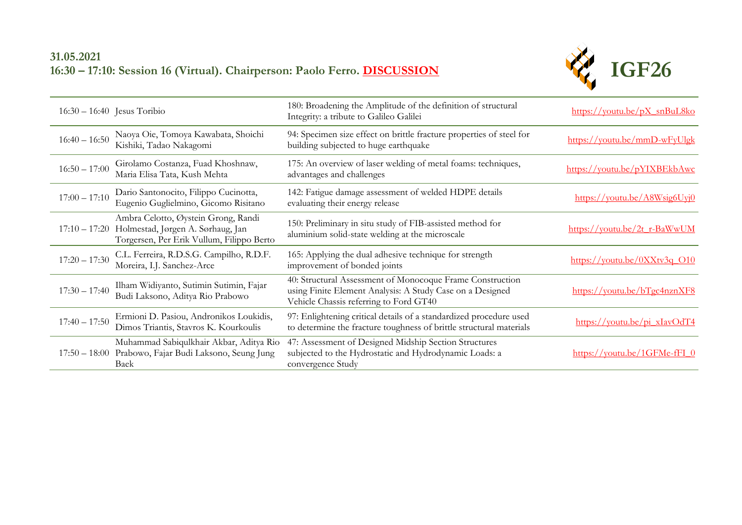**31.05.2021**
**16:30 – 17:10: Session 16 (Virtual). Chairperson: Paolo Ferro. DISCUSSION**

**IGF26**

| | | | |
|---|---|---|---|
| 16:30 – 16:40 | Jesus Toribio | 180: Broadening the Amplitude of the definition of structural Integrity: a tribute to Galileo Galilei | https://youtu.be/pX_snBuL8ko |
| 16:40 – 16:50 | Naoya Oie, Tomoya Kawabata, Shoichi Kishiki, Tadao Nakagomi | 94: Specimen size effect on brittle fracture properties of steel for building subjected to huge earthquake | https://youtu.be/mmD-wFyUlgk |
| 16:50 – 17:00 | Girolamo Costanza, Fuad Khoshnaw, Maria Elisa Tata, Kush Mehta | 175: An overview of laser welding of metal foams: techniques, advantages and challenges | https://youtu.be/pYIXBEkbAwc |
| 17:00 – 17:10 | Dario Santonocito, Filippo Cucinotta, Eugenio Guglielmino, Gicomo Risitano | 142: Fatigue damage assessment of welded HDPE details evaluating their energy release | https://youtu.be/A8Wsig6Uyj0 |
| 17:10 – 17:20 | Ambra Celotto, Øystein Grong, Randi Holmestad, Jørgen A. Sørhaug, Jan Torgersen, Per Erik Vullum, Filippo Berto | 150: Preliminary in situ study of FIB-assisted method for aluminium solid-state welding at the microscale | https://youtu.be/2t_r-BaWwUM |
| 17:20 – 17:30 | C.L. Ferreira, R.D.S.G. Campilho, R.D.F. Moreira, I.J. Sanchez-Arce | 165: Applying the dual adhesive technique for strength improvement of bonded joints | https://youtu.be/0XXtv3q_O10 |
| 17:30 – 17:40 | Ilham Widiyanto, Sutimin Sutimin, Fajar Budi Laksono, Aditya Rio Prabowo | 40: Structural Assessment of Monocoque Frame Construction using Finite Element Analysis: A Study Case on a Designed Vehicle Chassis referring to Ford GT40 | https://youtu.be/bTgc4nznXF8 |
| 17:40 – 17:50 | Ermioni D. Pasiou, Andronikos Loukidis, Dimos Triantis, Stavros K. Kourkoulis | 97: Enlightening critical details of a standardized procedure used to determine the fracture toughness of brittle structural materials | https://youtu.be/pi_xIavOdT4 |
| 17:50 – 18:00 | Muhammad Sabiqulkhair Akbar, Aditya Rio Prabowo, Fajar Budi Laksono, Seung Jung Baek | 47: Assessment of Designed Midship Section Structures subjected to the Hydrostatic and Hydrodynamic Loads: a convergence Study | https://youtu.be/1GFMe-fFI_0 |